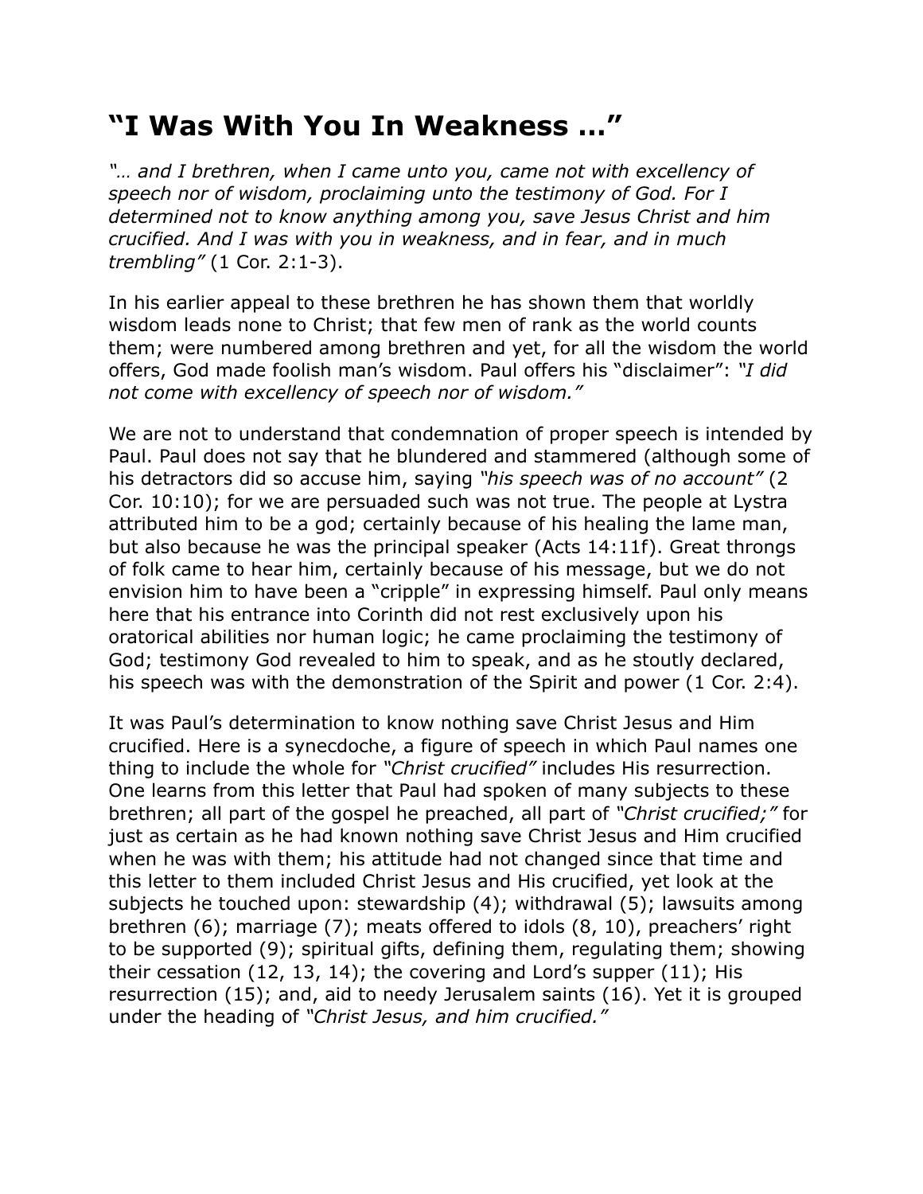# “I Was With You In Weakness …”

*“… and I brethren, when I came unto you, came not with excellency of speech nor of wisdom, proclaiming unto the testimony of God. For I determined not to know anything among you, save Jesus Christ and him crucified. And I was with you in weakness, and in fear, and in much trembling”* (1 Cor. 2:1-3).

In his earlier appeal to these brethren he has shown them that worldly wisdom leads none to Christ; that few men of rank as the world counts them; were numbered among brethren and yet, for all the wisdom the world offers, God made foolish man’s wisdom. Paul offers his “disclaimer”: *“I did not come with excellency of speech nor of wisdom.”*

We are not to understand that condemnation of proper speech is intended by Paul. Paul does not say that he blundered and stammered (although some of his detractors did so accuse him, saying *“his speech was of no account”* (2 Cor. 10:10); for we are persuaded such was not true. The people at Lystra attributed him to be a god; certainly because of his healing the lame man, but also because he was the principal speaker (Acts 14:11f). Great throngs of folk came to hear him, certainly because of his message, but we do not envision him to have been a “cripple” in expressing himself. Paul only means here that his entrance into Corinth did not rest exclusively upon his oratorical abilities nor human logic; he came proclaiming the testimony of God; testimony God revealed to him to speak, and as he stoutly declared, his speech was with the demonstration of the Spirit and power (1 Cor. 2:4).

It was Paul’s determination to know nothing save Christ Jesus and Him crucified. Here is a synecdoche, a figure of speech in which Paul names one thing to include the whole for *“Christ crucified”* includes His resurrection. One learns from this letter that Paul had spoken of many subjects to these brethren; all part of the gospel he preached, all part of *“Christ crucified;”* for just as certain as he had known nothing save Christ Jesus and Him crucified when he was with them; his attitude had not changed since that time and this letter to them included Christ Jesus and His crucified, yet look at the subjects he touched upon: stewardship (4); withdrawal (5); lawsuits among brethren (6); marriage (7); meats offered to idols (8, 10), preachers’ right to be supported (9); spiritual gifts, defining them, regulating them; showing their cessation (12, 13, 14); the covering and Lord’s supper (11); His resurrection (15); and, aid to needy Jerusalem saints (16). Yet it is grouped under the heading of *“Christ Jesus, and him crucified.”*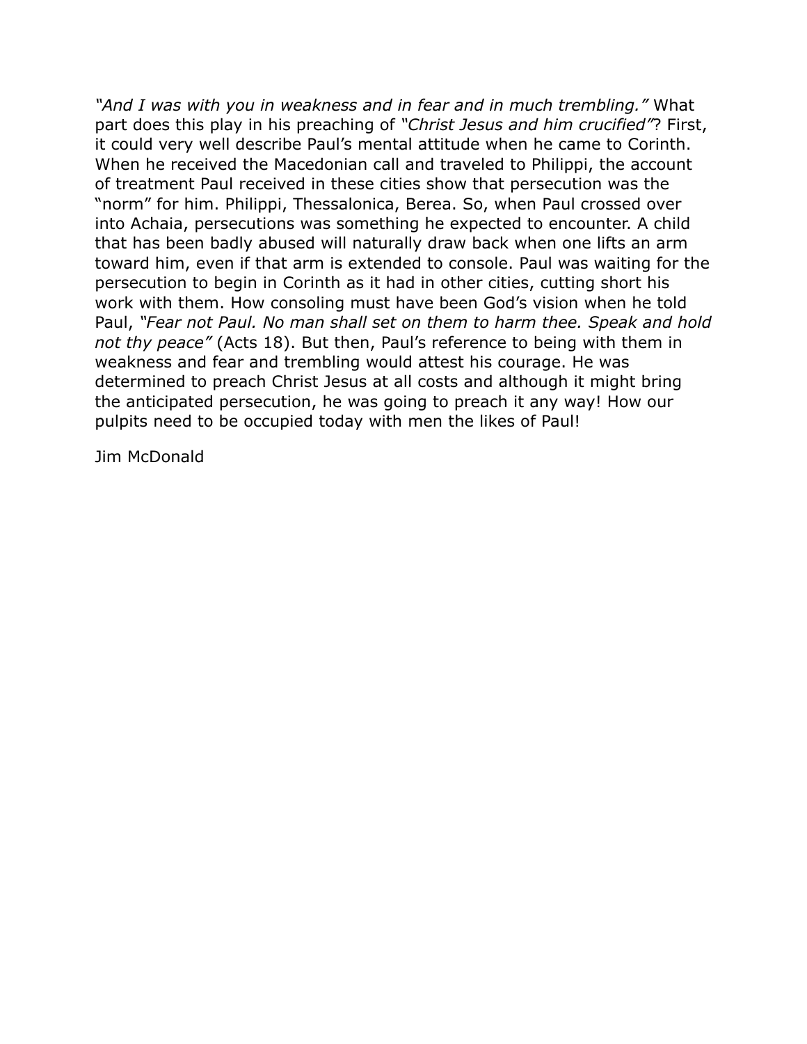*"And I was with you in weakness and in fear and in much trembling."* What part does this play in his preaching of *"Christ Jesus and him crucified"*? First, it could very well describe Paul's mental attitude when he came to Corinth. When he received the Macedonian call and traveled to Philippi, the account of treatment Paul received in these cities show that persecution was the "norm" for him. Philippi, Thessalonica, Berea. So, when Paul crossed over into Achaia, persecutions was something he expected to encounter. A child that has been badly abused will naturally draw back when one lifts an arm toward him, even if that arm is extended to console. Paul was waiting for the persecution to begin in Corinth as it had in other cities, cutting short his work with them. How consoling must have been God's vision when he told Paul, *"Fear not Paul. No man shall set on them to harm thee. Speak and hold not thy peace"* (Acts 18). But then, Paul's reference to being with them in weakness and fear and trembling would attest his courage. He was determined to preach Christ Jesus at all costs and although it might bring the anticipated persecution, he was going to preach it any way! How our pulpits need to be occupied today with men the likes of Paul!

Jim McDonald